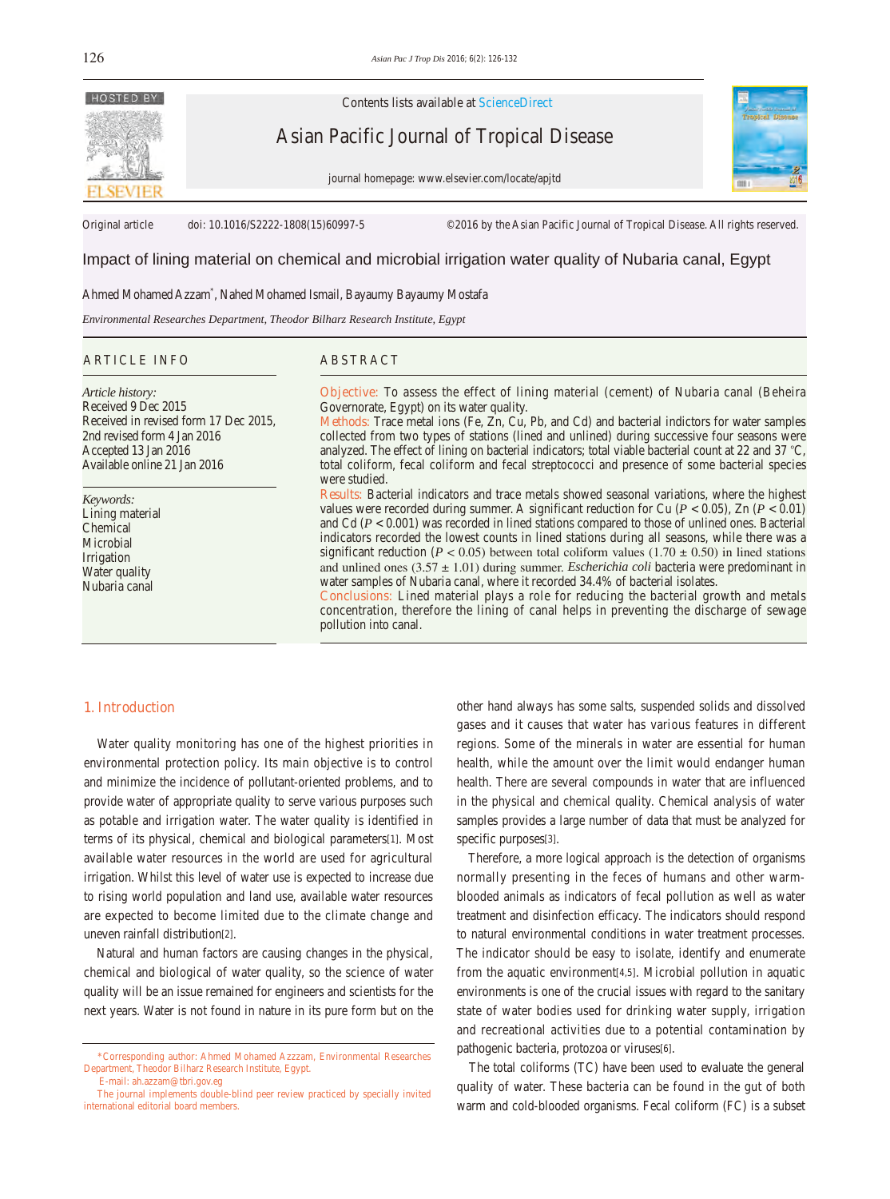Contents lists available at ScienceDirect

# Asian Pacific Journal of Tropical Disease

journal homepage: www.elsevier.com/locate/apjtd

Original article    doi: 10.1016/S2222-1808(15)60997-5    ©2016 by the Asian Pacific Journal of Tropical Disease. All rights reserved.

## Impact of lining material on chemical and microbial irrigation water quality of Nubaria canal, Egypt

Ahmed Mohamed Azzam*, Nahed Mohamed Ismail, Bayaumy Bayaumy Mostafa

*Environmental Researches Department, Theodor Bilharz Research Institute, Egypt*

### ARTICLE INFO

*Article history:*
Received 9 Dec 2015
Received in revised form 17 Dec 2015, 2nd revised form 4 Jan 2016
Accepted 13 Jan 2016
Available online 21 Jan 2016

*Keywords:*
Lining material
Chemical
Microbial
Irrigation
Water quality
Nubaria canal

### ABSTRACT

**Objective:** To assess the effect of lining material (cement) of Nubaria canal (Beheira Governorate, Egypt) on its water quality.

**Methods:** Trace metal ions (Fe, Zn, Cu, Pb, and Cd) and bacterial indictors for water samples collected from two types of stations (lined and unlined) during successive four seasons were analyzed. The effect of lining on bacterial indicators; total viable bacterial count at 22 and 37 °C, total coliform, fecal coliform and fecal streptococci and presence of some bacterial species were studied.

**Results:** Bacterial indicators and trace metals showed seasonal variations, where the highest values were recorded during summer. A significant reduction for Cu ($P < 0.05$), Zn ($P < 0.01$) and Cd ($P < 0.001$) was recorded in lined stations compared to those of unlined ones. Bacterial indicators recorded the lowest counts in lined stations during all seasons, while there was a significant reduction ($P < 0.05$) between total coliform values ($1.70 \pm 0.50$) in lined stations and unlined ones ($3.57 \pm 1.01$) during summer. *Escherichia coli* bacteria were predominant in water samples of Nubaria canal, where it recorded 34.4% of bacterial isolates.

**Conclusions:** Lined material plays a role for reducing the bacterial growth and metals concentration, therefore the lining of canal helps in preventing the discharge of sewage pollution into canal.

## 1. Introduction

Water quality monitoring has one of the highest priorities in environmental protection policy. Its main objective is to control and minimize the incidence of pollutant-oriented problems, and to provide water of appropriate quality to serve various purposes such as potable and irrigation water. The water quality is identified in terms of its physical, chemical and biological parameters[1]. Most available water resources in the world are used for agricultural irrigation. Whilst this level of water use is expected to increase due to rising world population and land use, available water resources are expected to become limited due to the climate change and uneven rainfall distribution[2].

Natural and human factors are causing changes in the physical, chemical and biological of water quality, so the science of water quality will be an issue remained for engineers and scientists for the next years. Water is not found in nature in its pure form but on the other hand always has some salts, suspended solids and dissolved gases and it causes that water has various features in different regions. Some of the minerals in water are essential for human health, while the amount over the limit would endanger human health. There are several compounds in water that are influenced in the physical and chemical quality. Chemical analysis of water samples provides a large number of data that must be analyzed for specific purposes[3].

Therefore, a more logical approach is the detection of organisms normally presenting in the feces of humans and other warm-blooded animals as indicators of fecal pollution as well as water treatment and disinfection efficacy. The indicators should respond to natural environmental conditions in water treatment processes. The indicator should be easy to isolate, identify and enumerate from the aquatic environment[4,5]. Microbial pollution in aquatic environments is one of the crucial issues with regard to the sanitary state of water bodies used for drinking water supply, irrigation and recreational activities due to a potential contamination by pathogenic bacteria, protozoa or viruses[6].

The total coliforms (TC) have been used to evaluate the general quality of water. These bacteria can be found in the gut of both warm and cold-blooded organisms. Fecal coliform (FC) is a subset

*Corresponding author: Ahmed Mohamed Azzzam, Environmental Researches Department, Theodor Bilharz Research Institute, Egypt.
E-mail: ah.azzam@tbri.gov.eg
The journal implements double-blind peer review practiced by specially invited international editorial board members.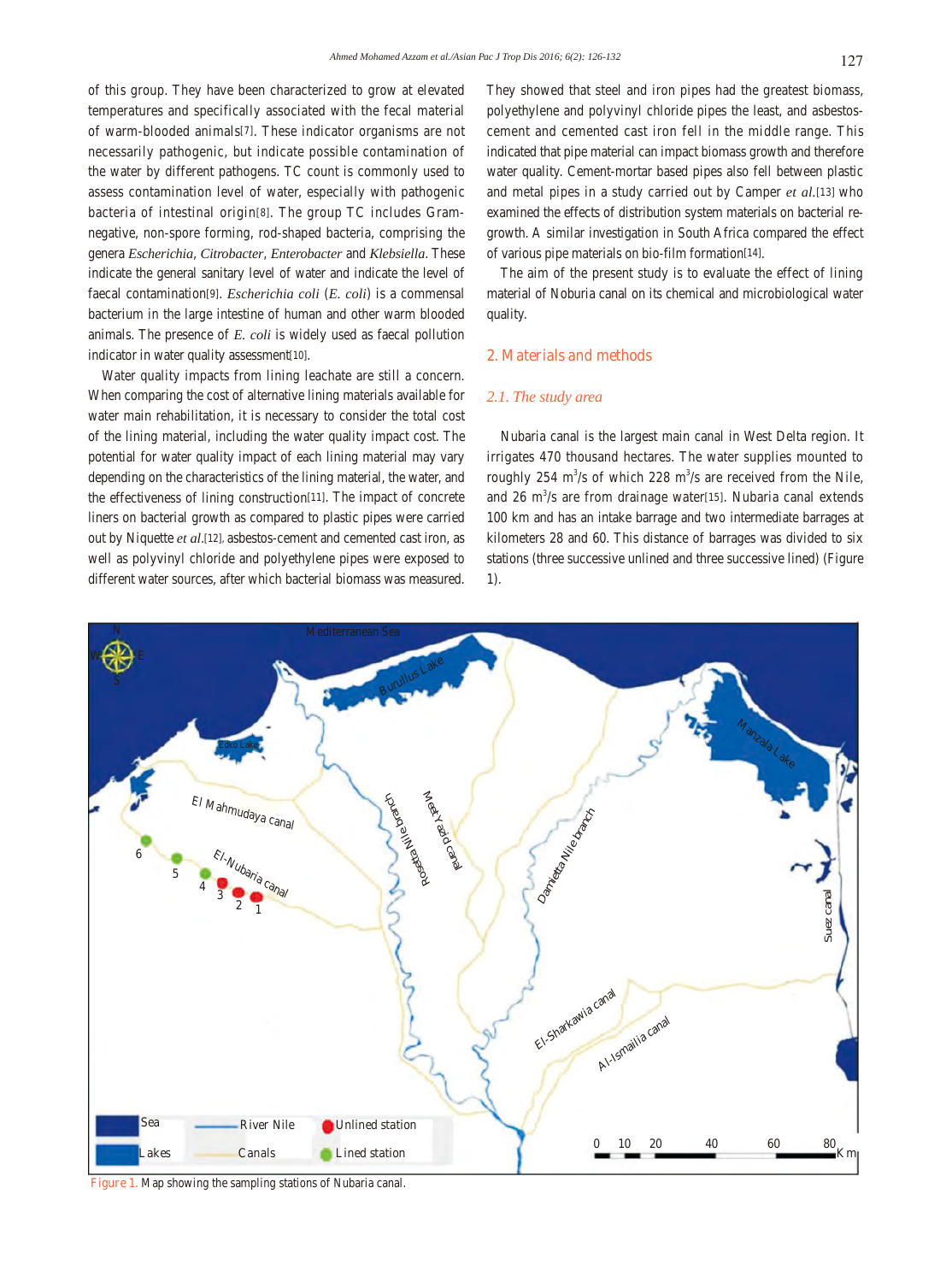of this group. They have been characterized to grow at elevated temperatures and specifically associated with the fecal material of warm-blooded animals[7]. These indicator organisms are not necessarily pathogenic, but indicate possible contamination of the water by different pathogens. TC count is commonly used to assess contamination level of water, especially with pathogenic bacteria of intestinal origin[8]. The group TC includes Gram-negative, non-spore forming, rod-shaped bacteria, comprising the genera *Escherichia*, *Citrobacter*, *Enterobacter* and *Klebsiella*. These indicate the general sanitary level of water and indicate the level of faecal contamination[9]. *Escherichia coli* (*E. coli*) is a commensal bacterium in the large intestine of human and other warm blooded animals. The presence of *E. coli* is widely used as faecal pollution indicator in water quality assessment[10].

Water quality impacts from lining leachate are still a concern. When comparing the cost of alternative lining materials available for water main rehabilitation, it is necessary to consider the total cost of the lining material, including the water quality impact cost. The potential for water quality impact of each lining material may vary depending on the characteristics of the lining material, the water, and the effectiveness of lining construction[11]. The impact of concrete liners on bacterial growth as compared to plastic pipes were carried out by Niquette *et al*.[12], asbestos-cement and cemented cast iron, as well as polyvinyl chloride and polyethylene pipes were exposed to different water sources, after which bacterial biomass was measured. They showed that steel and iron pipes had the greatest biomass, polyethylene and polyvinyl chloride pipes the least, and asbestos-cement and cemented cast iron fell in the middle range. This indicated that pipe material can impact biomass growth and therefore water quality. Cement-mortar based pipes also fell between plastic and metal pipes in a study carried out by Camper *et al*.[13] who examined the effects of distribution system materials on bacterial re-growth. A similar investigation in South Africa compared the effect of various pipe materials on bio-film formation[14].

The aim of the present study is to evaluate the effect of lining material of Noburia canal on its chemical and microbiological water quality.

## 2. Materials and methods

### 2.1. The study area

Nubaria canal is the largest main canal in West Delta region. It irrigates 470 thousand hectares. The water supplies mounted to roughly 254 $m^3$/s of which 228 $m^3$/s are received from the Nile, and 26 $m^3$/s are from drainage water[15]. Nubaria canal extends 100 km and has an intake barrage and two intermediate barrages at kilometers 28 and 60. This distance of barrages was divided to six stations (three successive unlined and three successive lined) (Figure 1).

Figure 1. Map showing the sampling stations of Nubaria canal.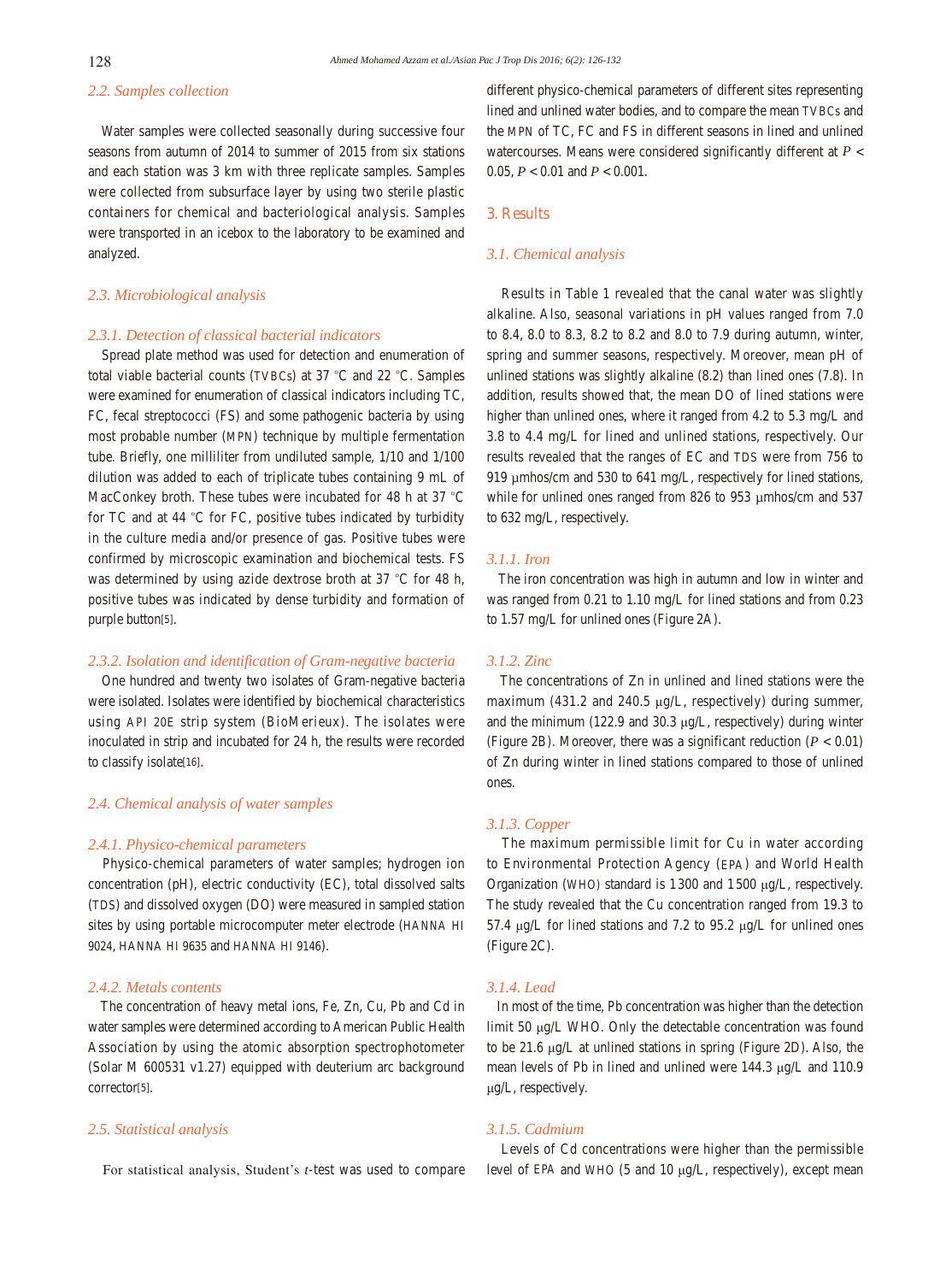### 2.2. Samples collection

Water samples were collected seasonally during successive four seasons from autumn of 2014 to summer of 2015 from six stations and each station was 3 km with three replicate samples. Samples were collected from subsurface layer by using two sterile plastic containers for chemical and bacteriological analysis. Samples were transported in an icebox to the laboratory to be examined and analyzed.

### 2.3. Microbiological analysis

#### 2.3.1. Detection of classical bacterial indicators

Spread plate method was used for detection and enumeration of total viable bacterial counts (TVBCs) at 37 °C and 22 °C. Samples were examined for enumeration of classical indicators including TC, FC, fecal streptococci (FS) and some pathogenic bacteria by using most probable number (MPN) technique by multiple fermentation tube. Briefly, one milliliter from undiluted sample, 1/10 and 1/100 dilution was added to each of triplicate tubes containing 9 mL of MacConkey broth. These tubes were incubated for 48 h at 37 °C for TC and at 44 °C for FC, positive tubes indicated by turbidity in the culture media and/or presence of gas. Positive tubes were confirmed by microscopic examination and biochemical tests. FS was determined by using azide dextrose broth at 37 °C for 48 h, positive tubes was indicated by dense turbidity and formation of purple button[5].

#### 2.3.2. Isolation and identification of Gram-negative bacteria

One hundred and twenty two isolates of Gram-negative bacteria were isolated. Isolates were identified by biochemical characteristics using API 20E strip system (BioMerieux). The isolates were inoculated in strip and incubated for 24 h, the results were recorded to classify isolate[16].

### 2.4. Chemical analysis of water samples

#### 2.4.1. Physico-chemical parameters

Physico-chemical parameters of water samples; hydrogen ion concentration (pH), electric conductivity (EC), total dissolved salts (TDS) and dissolved oxygen (DO) were measured in sampled station sites by using portable microcomputer meter electrode (HANNA HI 9024, HANNA HI 9635 and HANNA HI 9146).

#### 2.4.2. Metals contents

The concentration of heavy metal ions, Fe, Zn, Cu, Pb and Cd in water samples were determined according to American Public Health Association by using the atomic absorption spectrophotometer (Solar M 600531 v1.27) equipped with deuterium arc background corrector[5].

### 2.5. Statistical analysis

For statistical analysis, Student's *t*-test was used to compare different physico-chemical parameters of different sites representing lined and unlined water bodies, and to compare the mean TVBCs and the MPN of TC, FC and FS in different seasons in lined and unlined watercourses. Means were considered significantly different at $P < 0.05$, $P < 0.01$ and $P < 0.001$.

## 3. Results

### 3.1. Chemical analysis

Results in Table 1 revealed that the canal water was slightly alkaline. Also, seasonal variations in pH values ranged from 7.0 to 8.4, 8.0 to 8.3, 8.2 to 8.2 and 8.0 to 7.9 during autumn, winter, spring and summer seasons, respectively. Moreover, mean pH of unlined stations was slightly alkaline (8.2) than lined ones (7.8). In addition, results showed that, the mean DO of lined stations were higher than unlined ones, where it ranged from 4.2 to 5.3 mg/L and 3.8 to 4.4 mg/L for lined and unlined stations, respectively. Our results revealed that the ranges of EC and TDS were from 756 to 919 μmhos/cm and 530 to 641 mg/L, respectively for lined stations, while for unlined ones ranged from 826 to 953 μmhos/cm and 537 to 632 mg/L, respectively.

#### 3.1.1. Iron

The iron concentration was high in autumn and low in winter and was ranged from 0.21 to 1.10 mg/L for lined stations and from 0.23 to 1.57 mg/L for unlined ones (Figure 2A).

#### 3.1.2. Zinc

The concentrations of Zn in unlined and lined stations were the maximum (431.2 and 240.5 μg/L, respectively) during summer, and the minimum (122.9 and 30.3 μg/L, respectively) during winter (Figure 2B). Moreover, there was a significant reduction ($P < 0.01$) of Zn during winter in lined stations compared to those of unlined ones.

#### 3.1.3. Copper

The maximum permissible limit for Cu in water according to Environmental Protection Agency (EPA) and World Health Organization (WHO) standard is 1300 and 1500 μg/L, respectively. The study revealed that the Cu concentration ranged from 19.3 to 57.4 μg/L for lined stations and 7.2 to 95.2 μg/L for unlined ones (Figure 2C).

#### 3.1.4. Lead

In most of the time, Pb concentration was higher than the detection limit 50 μg/L WHO. Only the detectable concentration was found to be 21.6 μg/L at unlined stations in spring (Figure 2D). Also, the mean levels of Pb in lined and unlined were 144.3 μg/L and 110.9 μg/L, respectively.

#### 3.1.5. Cadmium

Levels of Cd concentrations were higher than the permissible level of EPA and WHO (5 and 10 μg/L, respectively), except mean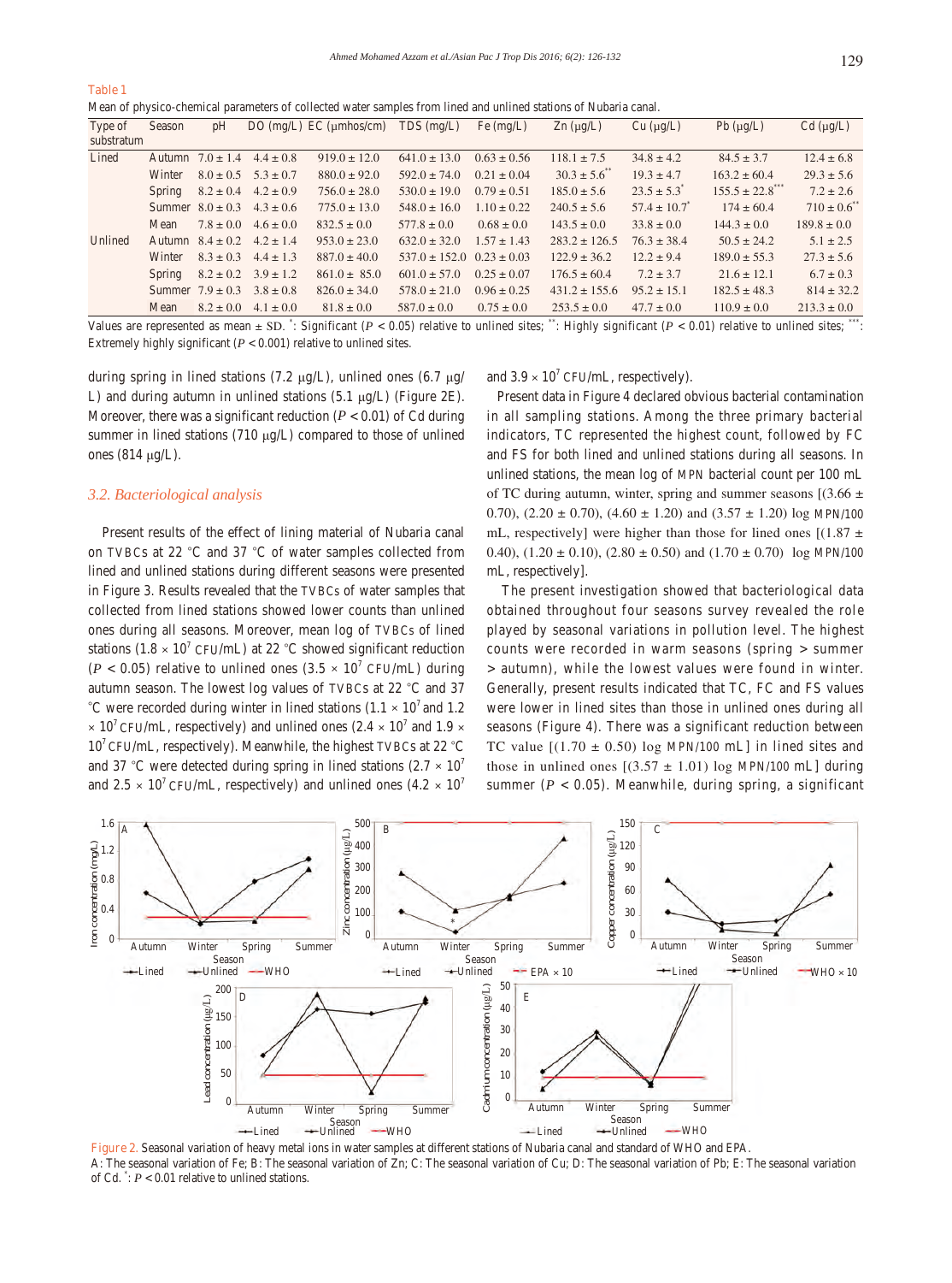Table 1

Mean of physico-chemical parameters of collected water samples from lined and unlined stations of Nubaria canal.

| Type of substratum | Season | pH | DO (mg/L) | EC (μmhos/cm) | TDS (mg/L) | Fe (mg/L) | Zn (μg/L) | Cu (μg/L) | Pb (μg/L) | Cd (μg/L) |
|---|---|---|---|---|---|---|---|---|---|---|
| Lined | Autumn | 7.0 ± 1.4 | 4.4 ± 0.8 | 919.0 ± 12.0 | 641.0 ± 13.0 | 0.63 ± 0.56 | 118.1 ± 7.5 | 34.8 ± 4.2 | 84.5 ± 3.7 | 12.4 ± 6.8 |
| | Winter | 8.0 ± 0.5 | 5.3 ± 0.7 | 880.0 ± 92.0 | 592.0 ± 74.0 | 0.21 ± 0.04 | 30.3 ± 5.6** | 19.3 ± 4.7 | 163.2 ± 60.4 | 29.3 ± 5.6 |
| | Spring | 8.2 ± 0.4 | 4.2 ± 0.9 | 756.0 ± 28.0 | 530.0 ± 19.0 | 0.79 ± 0.51 | 185.0 ± 5.6 | 23.5 ± 5.3* | 155.5 ± 22.8*** | 7.2 ± 2.6 |
| | Summer | 8.0 ± 0.3 | 4.3 ± 0.6 | 775.0 ± 13.0 | 548.0 ± 16.0 | 1.10 ± 0.22 | 240.5 ± 5.6 | 57.4 ± 10.7* | 174 ± 60.4 | 710 ± 0.6** |
| | Mean | 7.8 ± 0.0 | 4.6 ± 0.0 | 832.5 ± 0.0 | 577.8 ± 0.0 | 0.68 ± 0.0 | 143.5 ± 0.0 | 33.8 ± 0.0 | 144.3 ± 0.0 | 189.8 ± 0.0 |
| Unlined | Autumn | 8.4 ± 0.2 | 4.2 ± 1.4 | 953.0 ± 23.0 | 632.0 ± 32.0 | 1.57 ± 1.43 | 283.2 ± 126.5 | 76.3 ± 38.4 | 50.5 ± 24.2 | 5.1 ± 2.5 |
| | Winter | 8.3 ± 0.3 | 4.4 ± 1.3 | 887.0 ± 40.0 | 537.0 ± 152.0 | 0.23 ± 0.03 | 122.9 ± 36.2 | 12.2 ± 9.4 | 189.0 ± 55.3 | 27.3 ± 5.6 |
| | Spring | 8.2 ± 0.2 | 3.9 ± 1.2 | 861.0 ± 85.0 | 601.0 ± 57.0 | 0.25 ± 0.07 | 176.5 ± 60.4 | 7.2 ± 3.7 | 21.6 ± 12.1 | 6.7 ± 0.3 |
| | Summer | 7.9 ± 0.3 | 3.8 ± 0.8 | 826.0 ± 34.0 | 578.0 ± 21.0 | 0.96 ± 0.25 | 431.2 ± 155.6 | 95.2 ± 15.1 | 182.5 ± 48.3 | 814 ± 32.2 |
| | Mean | 8.2 ± 0.0 | 4.1 ± 0.0 | 81.8 ± 0.0 | 587.0 ± 0.0 | 0.75 ± 0.0 | 253.5 ± 0.0 | 47.7 ± 0.0 | 110.9 ± 0.0 | 213.3 ± 0.0 |

Values are represented as mean ± SD. *: Significant ($P < 0.05$) relative to unlined sites; **: Highly significant ($P < 0.01$) relative to unlined sites; ***: Extremely highly significant ($P < 0.001$) relative to unlined sites.

during spring in lined stations (7.2 μg/L), unlined ones (6.7 μg/L) and during autumn in unlined stations (5.1 μg/L) (Figure 2E). Moreover, there was a significant reduction ($P < 0.01$) of Cd during summer in lined stations (710 μg/L) compared to those of unlined ones (814 μg/L).

### 3.2. Bacteriological analysis

Present results of the effect of lining material of Nubaria canal on TVBCs at 22 °C and 37 °C of water samples collected from lined and unlined stations during different seasons were presented in Figure 3. Results revealed that the TVBCs of water samples that collected from lined stations showed lower counts than unlined ones during all seasons. Moreover, mean log of TVBCs of lined stations ($1.8 \times 10^7$ CFU/mL) at 22 °C showed significant reduction ($P < 0.05$) relative to unlined ones ($3.5 \times 10^7$ CFU/mL) during autumn season. The lowest log values of TVBCs at 22 °C and 37 °C were recorded during winter in lined stations ($1.1 \times 10^7$ and $1.2 \times 10^7$ CFU/mL, respectively) and unlined ones ($2.4 \times 10^7$ and $1.9 \times 10^7$ CFU/mL, respectively). Meanwhile, the highest TVBCs at 22 °C and 37 °C were detected during spring in lined stations ($2.7 \times 10^7$ and $2.5 \times 10^7$ CFU/mL, respectively) and unlined ones ($4.2 \times 10^7$ and $3.9 \times 10^7$ CFU/mL, respectively).

Present data in Figure 4 declared obvious bacterial contamination in all sampling stations. Among the three primary bacterial indicators, TC represented the highest count, followed by FC and FS for both lined and unlined stations during all seasons. In unlined stations, the mean log of MPN bacterial count per 100 mL of TC during autumn, winter, spring and summer seasons [(3.66 ± 0.70), (2.20 ± 0.70), (4.60 ± 1.20) and (3.57 ± 1.20) log MPN/100 mL, respectively] were higher than those for lined ones [(1.87 ± 0.40), (1.20 ± 0.10), (2.80 ± 0.50) and (1.70 ± 0.70) log MPN/100 mL, respectively].

The present investigation showed that bacteriological data obtained throughout four seasons survey revealed the role played by seasonal variations in pollution level. The highest counts were recorded in warm seasons (spring > summer > autumn), while the lowest values were found in winter. Generally, present results indicated that TC, FC and FS values were lower in lined sites than those in unlined ones during all seasons (Figure 4). There was a significant reduction between TC value [(1.70 ± 0.50) log MPN/100 mL] in lined sites and those in unlined ones [(3.57 ± 1.01) log MPN/100 mL] during summer ($P < 0.05$). Meanwhile, during spring, a significant

Figure 2. Seasonal variation of heavy metal ions in water samples at different stations of Nubaria canal and standard of WHO and EPA.
A: The seasonal variation of Fe; B: The seasonal variation of Zn; C: The seasonal variation of Cu; D: The seasonal variation of Pb; E: The seasonal variation of Cd. *: $P < 0.01$ relative to unlined stations.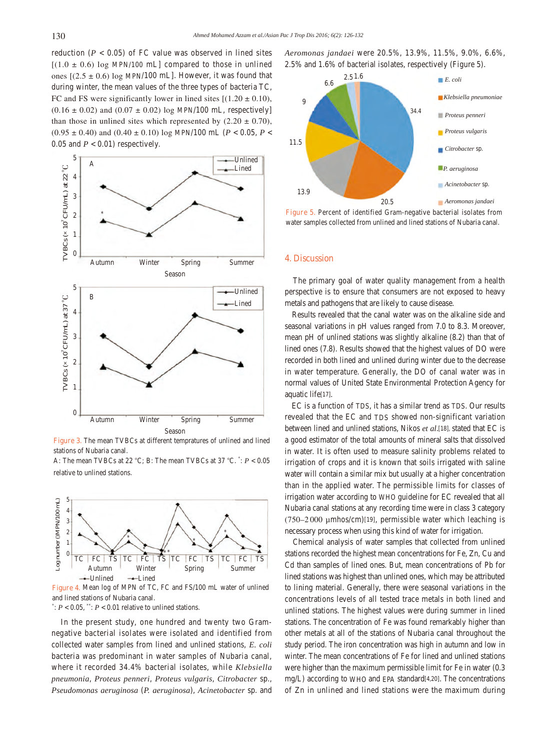reduction ($P < 0.05$) of FC value was observed in lined sites [(1.0 ± 0.6) log MPN/100 mL] compared to those in unlined ones [(2.5 ± 0.6) log MPN/100 mL]. However, it was found that during winter, the mean values of the three types of bacteria TC, FC and FS were significantly lower in lined sites [(1.20 ± 0.10), (0.16 ± 0.02) and (0.07 ± 0.02) log MPN/100 mL, respectively] than those in unlined sites which represented by (2.20 ± 0.70), (0.95 ± 0.40) and (0.40 ± 0.10) log MPN/100 mL ($P < 0.05$, $P < 0.05$ and $P < 0.01$) respectively.

Figure 3. The mean TVBCs at different tempratures of unlined and lined stations of Nubaria canal.

A: The mean TVBCs at 22 °C; B: The mean TVBCs at 37 °C. *: $P < 0.05$ relative to unlined stations.

Figure 4. Mean log of MPN of TC, FC and FS/100 mL water of unlined and lined stations of Nubaria canal.

*: $P < 0.05$, **: $P < 0.01$ relative to unlined stations.

In the present study, one hundred and twenty two Gram-negative bacterial isolates were isolated and identified from collected water samples from lined and unlined stations, *E. coli* bacteria was predominant in water samples of Nubaria canal, where it recorded 34.4% bacterial isolates, while *Klebsiella pneumonia*, *Proteus penneri*, *Proteus vulgaris*, *Citrobacter* sp., *Pseudomonas aeruginosa* (*P. aeruginosa*), *Acinetobacter* sp. and *Aeromonas jandaei* were 20.5%, 13.9%, 11.5%, 9.0%, 6.6%, 2.5% and 1.6% of bacterial isolates, respectively (Figure 5).

Figure 5. Percent of identified Gram-negative bacterial isolates from water samples collected from unlined and lined stations of Nubaria canal.

## 4. Discussion

The primary goal of water quality management from a health perspective is to ensure that consumers are not exposed to heavy metals and pathogens that are likely to cause disease.

Results revealed that the canal water was on the alkaline side and seasonal variations in pH values ranged from 7.0 to 8.3. Moreover, mean pH of unlined stations was slightly alkaline (8.2) than that of lined ones (7.8). Results showed that the highest values of DO were recorded in both lined and unlined during winter due to the decrease in water temperature. Generally, the DO of canal water was in normal values of United State Environmental Protection Agency for aquatic life[17].

EC is a function of TDS, it has a similar trend as TDS. Our results revealed that the EC and TDS showed non-significant variation between lined and unlined stations, Nikos *et al.*[18], stated that EC is a good estimator of the total amounts of mineral salts that dissolved in water. It is often used to measure salinity problems related to irrigation of crops and it is known that soils irrigated with saline water will contain a similar mix but usually at a higher concentration than in the applied water. The permissible limits for classes of irrigation water according to WHO guideline for EC revealed that all Nubaria canal stations at any recording time were in class 3 category (750–2 000 µmhos/cm)[19], permissible water which leaching is necessary process when using this kind of water for irrigation.

Chemical analysis of water samples that collected from unlined stations recorded the highest mean concentrations for Fe, Zn, Cu and Cd than samples of lined ones. But, mean concentrations of Pb for lined stations was highest than unlined ones, which may be attributed to lining material. Generally, there were seasonal variations in the concentrations levels of all tested trace metals in both lined and unlined stations. The highest values were during summer in lined stations. The concentration of Fe was found remarkably higher than other metals at all of the stations of Nubaria canal throughout the study period. The iron concentration was high in autumn and low in winter. The mean concentrations of Fe for lined and unlined stations were higher than the maximum permissible limit for Fe in water (0.3 mg/L) according to WHO and EPA standard[4,20]. The concentrations of Zn in unlined and lined stations were the maximum during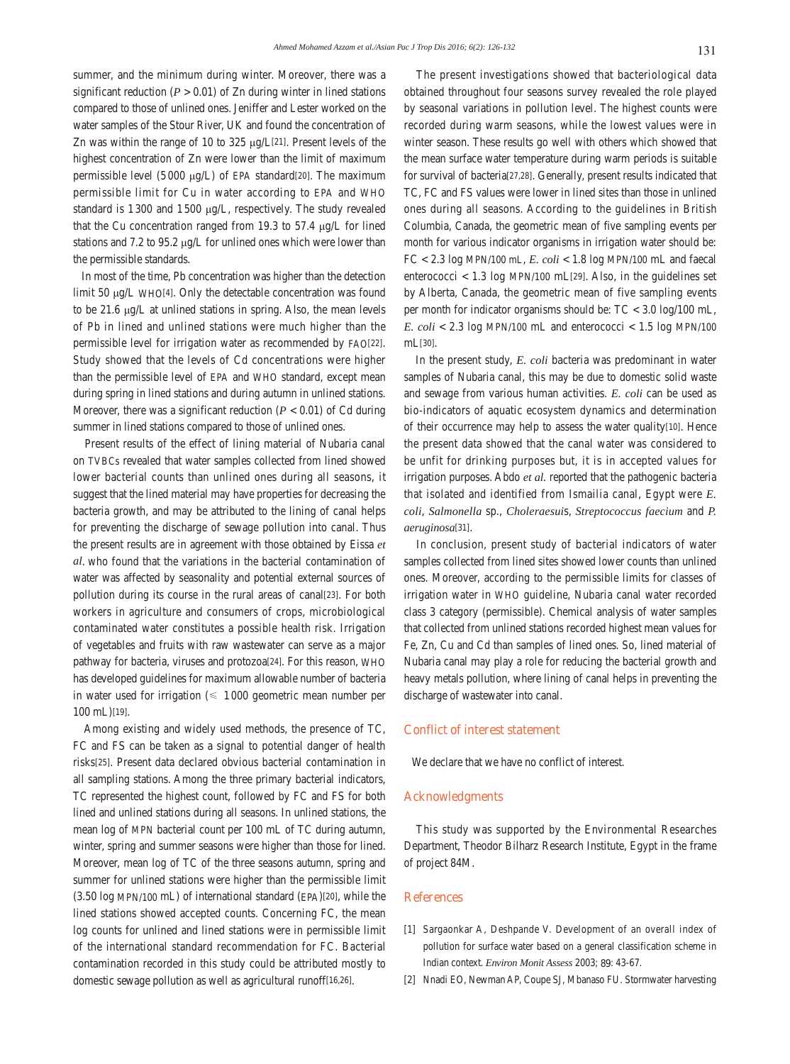summer, and the minimum during winter. Moreover, there was a significant reduction ($P > 0.01$) of Zn during winter in lined stations compared to those of unlined ones. Jeniffer and Lester worked on the water samples of the Stour River, UK and found the concentration of Zn was within the range of 10 to 325 μg/L[21]. Present levels of the highest concentration of Zn were lower than the limit of maximum permissible level (5000 μg/L) of EPA standard[20]. The maximum permissible limit for Cu in water according to EPA and WHO standard is 1300 and 1500 μg/L, respectively. The study revealed that the Cu concentration ranged from 19.3 to 57.4 μg/L for lined stations and 7.2 to 95.2 μg/L for unlined ones which were lower than the permissible standards.

In most of the time, Pb concentration was higher than the detection limit 50 μg/L WHO[4]. Only the detectable concentration was found to be 21.6 μg/L at unlined stations in spring. Also, the mean levels of Pb in lined and unlined stations were much higher than the permissible level for irrigation water as recommended by FAO[22]. Study showed that the levels of Cd concentrations were higher than the permissible level of EPA and WHO standard, except mean during spring in lined stations and during autumn in unlined stations. Moreover, there was a significant reduction ($P < 0.01$) of Cd during summer in lined stations compared to those of unlined ones.

Present results of the effect of lining material of Nubaria canal on TVBCs revealed that water samples collected from lined showed lower bacterial counts than unlined ones during all seasons, it suggest that the lined material may have properties for decreasing the bacteria growth, and may be attributed to the lining of canal helps for preventing the discharge of sewage pollution into canal. Thus the present results are in agreement with those obtained by Eissa *et al.* who found that the variations in the bacterial contamination of water was affected by seasonality and potential external sources of pollution during its course in the rural areas of canal[23]. For both workers in agriculture and consumers of crops, microbiological contaminated water constitutes a possible health risk. Irrigation of vegetables and fruits with raw wastewater can serve as a major pathway for bacteria, viruses and protozoa[24]. For this reason, WHO has developed guidelines for maximum allowable number of bacteria in water used for irrigation (≤ 1000 geometric mean number per 100 mL)[19].

Among existing and widely used methods, the presence of TC, FC and FS can be taken as a signal to potential danger of health risks[25]. Present data declared obvious bacterial contamination in all sampling stations. Among the three primary bacterial indicators, TC represented the highest count, followed by FC and FS for both lined and unlined stations during all seasons. In unlined stations, the mean log of MPN bacterial count per 100 mL of TC during autumn, winter, spring and summer seasons were higher than those for lined. Moreover, mean log of TC of the three seasons autumn, spring and summer for unlined stations were higher than the permissible limit (3.50 log MPN/100 mL) of international standard (EPA)[20], while the lined stations showed accepted counts. Concerning FC, the mean log counts for unlined and lined stations were in permissible limit of the international standard recommendation for FC. Bacterial contamination recorded in this study could be attributed mostly to domestic sewage pollution as well as agricultural runoff[16,26].

The present investigations showed that bacteriological data obtained throughout four seasons survey revealed the role played by seasonal variations in pollution level. The highest counts were recorded during warm seasons, while the lowest values were in winter season. These results go well with others which showed that the mean surface water temperature during warm periods is suitable for survival of bacteria[27,28]. Generally, present results indicated that TC, FC and FS values were lower in lined sites than those in unlined ones during all seasons. According to the guidelines in British Columbia, Canada, the geometric mean of five sampling events per month for various indicator organisms in irrigation water should be: FC < 2.3 log MPN/100 mL, *E. coli* < 1.8 log MPN/100 mL and faecal enterococci < 1.3 log MPN/100 mL[29]. Also, in the guidelines set by Alberta, Canada, the geometric mean of five sampling events per month for indicator organisms should be: TC < 3.0 log/100 mL, *E. coli* < 2.3 log MPN/100 mL and enterococci < 1.5 log MPN/100 mL[30].

In the present study, *E. coli* bacteria was predominant in water samples of Nubaria canal, this may be due to domestic solid waste and sewage from various human activities. *E. coli* can be used as bio-indicators of aquatic ecosystem dynamics and determination of their occurrence may help to assess the water quality[10]. Hence the present data showed that the canal water was considered to be unfit for drinking purposes but, it is in accepted values for irrigation purposes. Abdo *et al.* reported that the pathogenic bacteria that isolated and identified from Ismailia canal, Egypt were *E. coli*, *Salmonella* sp., *Choleraesui*s, *Streptococcus faecium* and *P. aeruginosa*[31].

In conclusion, present study of bacterial indicators of water samples collected from lined sites showed lower counts than unlined ones. Moreover, according to the permissible limits for classes of irrigation water in WHO guideline, Nubaria canal water recorded class 3 category (permissible). Chemical analysis of water samples that collected from unlined stations recorded highest mean values for Fe, Zn, Cu and Cd than samples of lined ones. So, lined material of Nubaria canal may play a role for reducing the bacterial growth and heavy metals pollution, where lining of canal helps in preventing the discharge of wastewater into canal.

## Conflict of interest statement

We declare that we have no conflict of interest.

## Acknowledgments

This study was supported by the Environmental Researches Department, Theodor Bilharz Research Institute, Egypt in the frame of project 84M.

## References

[1] Sargaonkar A, Deshpande V. Development of an overall index of pollution for surface water based on a general classification scheme in Indian context. *Environ Monit Assess* 2003; 89: 43-67.

[2] Nnadi EO, Newman AP, Coupe SJ, Mbanaso FU. Stormwater harvesting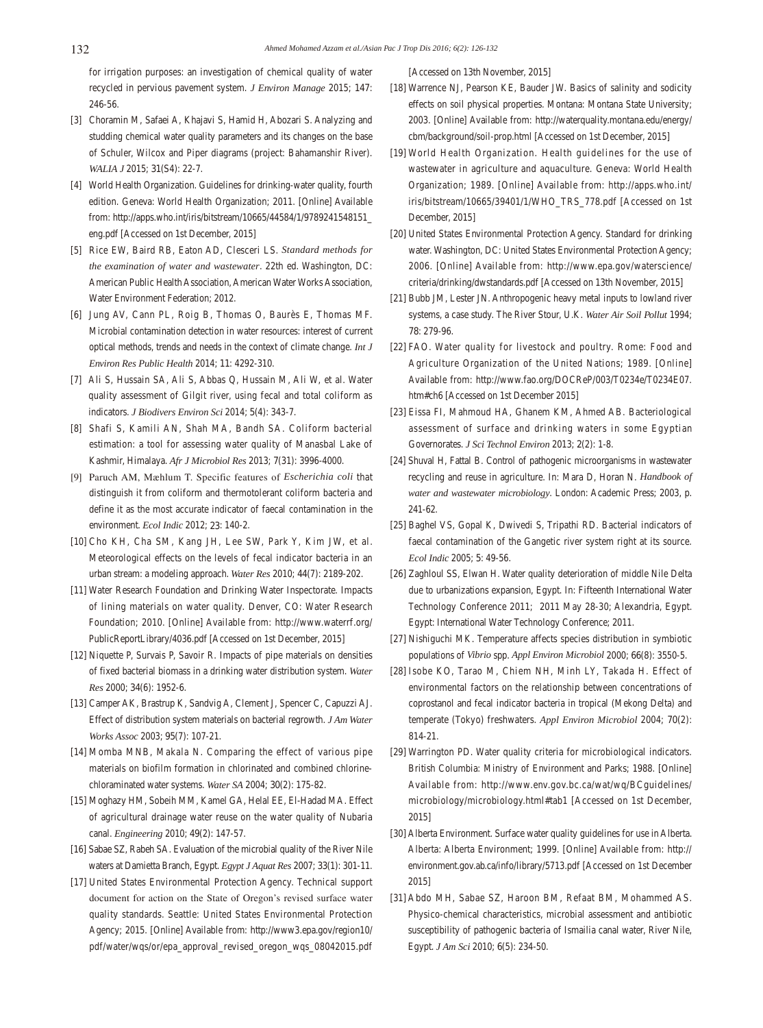for irrigation purposes: an investigation of chemical quality of water recycled in pervious pavement system. *J Environ Manage* 2015; 147: 246-56.

[3] Choramin M, Safaei A, Khajavi S, Hamid H, Abozari S. Analyzing and studding chemical water quality parameters and its changes on the base of Schuler, Wilcox and Piper diagrams (project: Bahamanshir River). *WALIA J* 2015; 31(S4): 22-7.

[4] World Health Organization. Guidelines for drinking-water quality, fourth edition. Geneva: World Health Organization; 2011. [Online] Available from: http://apps.who.int/iris/bitstream/10665/44584/1/9789241548151_eng.pdf [Accessed on 1st December, 2015]

[5] Rice EW, Baird RB, Eaton AD, Clesceri LS. *Standard methods for the examination of water and wastewater*. 22th ed. Washington, DC: American Public Health Association, American Water Works Association, Water Environment Federation; 2012.

[6] Jung AV, Cann PL, Roig B, Thomas O, Baurès E, Thomas MF. Microbial contamination detection in water resources: interest of current optical methods, trends and needs in the context of climate change. *Int J Environ Res Public Health* 2014; 11: 4292-310.

[7] Ali S, Hussain SA, Ali S, Abbas Q, Hussain M, Ali W, et al. Water quality assessment of Gilgit river, using fecal and total coliform as indicators. *J Biodivers Environ Sci* 2014; 5(4): 343-7.

[8] Shafi S, Kamili AN, Shah MA, Bandh SA. Coliform bacterial estimation: a tool for assessing water quality of Manasbal Lake of Kashmir, Himalaya. *Afr J Microbiol Res* 2013; 7(31): 3996-4000.

[9] Paruch AM, Mæhlum T. Specific features of *Escherichia coli* that distinguish it from coliform and thermotolerant coliform bacteria and define it as the most accurate indicator of faecal contamination in the environment. *Ecol Indic* 2012; 23: 140-2.

[10] Cho KH, Cha SM, Kang JH, Lee SW, Park Y, Kim JW, et al. Meteorological effects on the levels of fecal indicator bacteria in an urban stream: a modeling approach. *Water Res* 2010; 44(7): 2189-202.

[11] Water Research Foundation and Drinking Water Inspectorate. Impacts of lining materials on water quality. Denver, CO: Water Research Foundation; 2010. [Online] Available from: http://www.waterrf.org/PublicReportLibrary/4036.pdf [Accessed on 1st December, 2015]

[12] Niquette P, Survais P, Savoir R. Impacts of pipe materials on densities of fixed bacterial biomass in a drinking water distribution system. *Water Res* 2000; 34(6): 1952-6.

[13] Camper AK, Brastrup K, Sandvig A, Clement J, Spencer C, Capuzzi AJ. Effect of distribution system materials on bacterial regrowth. *J Am Water Works Assoc* 2003; 95(7): 107-21.

[14] Momba MNB, Makala N. Comparing the effect of various pipe materials on biofilm formation in chlorinated and combined chlorine-chloraminated water systems. *Water SA* 2004; 30(2): 175-82.

[15] Moghazy HM, Sobeih MM, Kamel GA, Helal EE, El-Hadad MA. Effect of agricultural drainage water reuse on the water quality of Nubaria canal. *Engineering* 2010; 49(2): 147-57.

[16] Sabae SZ, Rabeh SA. Evaluation of the microbial quality of the River Nile waters at Damietta Branch, Egypt. *Egypt J Aquat Res* 2007; 33(1): 301-11.

[17] United States Environmental Protection Agency. Technical support document for action on the State of Oregon's revised surface water quality standards. Seattle: United States Environmental Protection Agency; 2015. [Online] Available from: http://www3.epa.gov/region10/pdf/water/wqs/or/epa_approval_revised_oregon_wqs_08042015.pdf [Accessed on 13th November, 2015]

[18] Warrence NJ, Pearson KE, Bauder JW. Basics of salinity and sodicity effects on soil physical properties. Montana: Montana State University; 2003. [Online] Available from: http://waterquality.montana.edu/energy/cbm/background/soil-prop.html [Accessed on 1st December, 2015]

[19] World Health Organization. Health guidelines for the use of wastewater in agriculture and aquaculture. Geneva: World Health Organization; 1989. [Online] Available from: http://apps.who.int/iris/bitstream/10665/39401/1/WHO_TRS_778.pdf [Accessed on 1st December, 2015]

[20] United States Environmental Protection Agency. Standard for drinking water. Washington, DC: United States Environmental Protection Agency; 2006. [Online] Available from: http://www.epa.gov/waterscience/criteria/drinking/dwstandards.pdf [Accessed on 13th November, 2015]

[21] Bubb JM, Lester JN. Anthropogenic heavy metal inputs to lowland river systems, a case study. The River Stour, U.K. *Water Air Soil Pollut* 1994; 78: 279-96.

[22] FAO. Water quality for livestock and poultry. Rome: Food and Agriculture Organization of the United Nations; 1989. [Online] Available from: http://www.fao.org/DOCReP/003/T0234e/T0234E07.htm#ch6 [Accessed on 1st December 2015]

[23] Eissa FI, Mahmoud HA, Ghanem KM, Ahmed AB. Bacteriological assessment of surface and drinking waters in some Egyptian Governorates. *J Sci Technol Environ* 2013; 2(2): 1-8.

[24] Shuval H, Fattal B. Control of pathogenic microorganisms in wastewater recycling and reuse in agriculture. In: Mara D, Horan N. *Handbook of water and wastewater microbiology*. London: Academic Press; 2003, p. 241-62.

[25] Baghel VS, Gopal K, Dwivedi S, Tripathi RD. Bacterial indicators of faecal contamination of the Gangetic river system right at its source. *Ecol Indic* 2005; 5: 49-56.

[26] Zaghloul SS, Elwan H. Water quality deterioration of middle Nile Delta due to urbanizations expansion, Egypt. In: Fifteenth International Water Technology Conference 2011; 2011 May 28-30; Alexandria, Egypt. Egypt: International Water Technology Conference; 2011.

[27] Nishiguchi MK. Temperature affects species distribution in symbiotic populations of *Vibrio* spp. *Appl Environ Microbiol* 2000; 66(8): 3550-5.

[28] Isobe KO, Tarao M, Chiem NH, Minh LY, Takada H. Effect of environmental factors on the relationship between concentrations of coprostanol and fecal indicator bacteria in tropical (Mekong Delta) and temperate (Tokyo) freshwaters. *Appl Environ Microbiol* 2004; 70(2): 814-21.

[29] Warrington PD. Water quality criteria for microbiological indicators. British Columbia: Ministry of Environment and Parks; 1988. [Online] Available from: http://www.env.gov.bc.ca/wat/wq/BCguidelines/microbiology/microbiology.html#tab1 [Accessed on 1st December, 2015]

[30] Alberta Environment. Surface water quality guidelines for use in Alberta. Alberta: Alberta Environment; 1999. [Online] Available from: http://environment.gov.ab.ca/info/library/5713.pdf [Accessed on 1st December 2015]

[31] Abdo MH, Sabae SZ, Haroon BM, Refaat BM, Mohammed AS. Physico-chemical characteristics, microbial assessment and antibiotic susceptibility of pathogenic bacteria of Ismailia canal water, River Nile, Egypt. *J Am Sci* 2010; 6(5): 234-50.